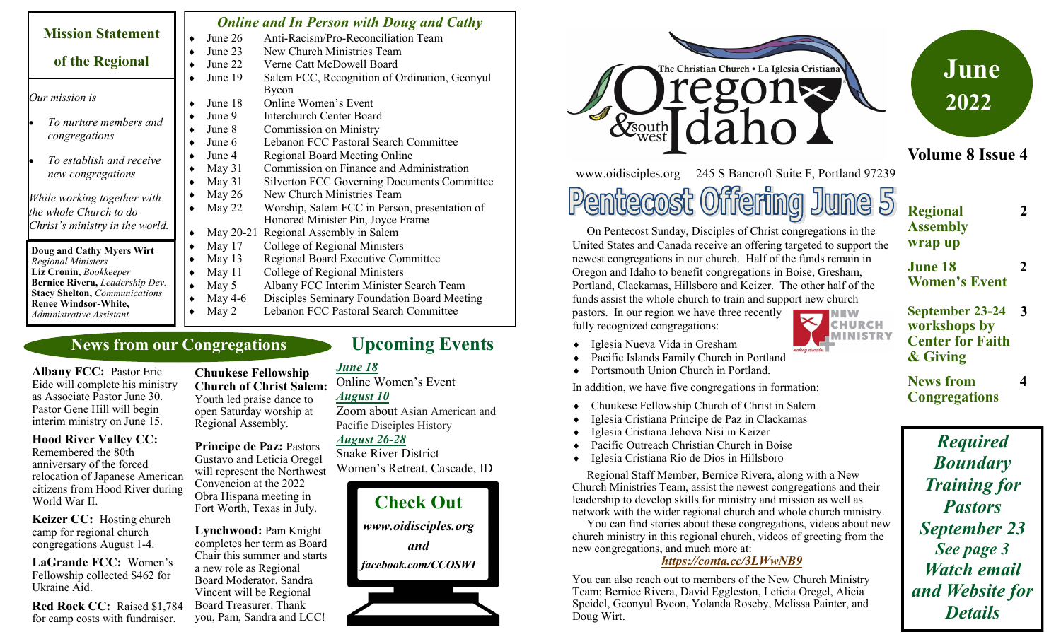## Mission Statement of the Regional

*Our mission is*

- *To nurture members and congregations*
- *To establish and receive new congregations*

*While working together with the whole Church to do Christ's ministry in the world.*

**Doug and Cathy Myers Wirt** *Regional Ministers*
**Liz Cronin,** *Bookkeeper*
**Bernice Rivera,** *Leadership Dev.*
**Stacy Shelton,** *Communications*
**Renee Windsor-White,** *Administrative Assistant*

### *Online and In Person with Doug and Cathy*

- June 26 Anti-Racism/Pro-Reconciliation Team
- June 23 New Church Ministries Team
- June 22 Verne Catt McDowell Board
- June 19 Salem FCC, Recognition of Ordination, Geonyul Byeon
- June 18 Online Women's Event
- June 9 Interchurch Center Board
- June 8 Commission on Ministry
- June 6 Lebanon FCC Pastoral Search Committee
- June 4 Regional Board Meeting Online
- May 31 Commission on Finance and Administration
- May 31 Silverton FCC Governing Documents Committee
- May 26 New Church Ministries Team
- May 22 Worship, Salem FCC in Person, presentation of Honored Minister Pin, Joyce Frame
- May 20-21 Regional Assembly in Salem
- May 17 College of Regional Ministers
- May 13 Regional Board Executive Committee
- May 11 College of Regional Ministers
- May 5 Albany FCC Interim Minister Search Team
- May 4-6 Disciples Seminary Foundation Board Meeting
- May 2 Lebanon FCC Pastoral Search Committee

## News from our Congregations

**Albany FCC:** Pastor Eric Eide will complete his ministry as Associate Pastor June 30. Pastor Gene Hill will begin interim ministry on June 15.

**Hood River Valley CC:** Remembered the 80th anniversary of the forced relocation of Japanese American citizens from Hood River during World War II.

**Keizer CC:** Hosting church camp for regional church congregations August 1-4.

**LaGrande FCC:** Women's Fellowship collected $462 for Ukraine Aid.

**Red Rock CC:** Raised $1,784 for camp costs with fundraiser.

**Chuukese Fellowship Church of Christ Salem:** Youth led praise dance to open Saturday worship at Regional Assembly.

**Principe de Paz:** Pastors Gustavo and Leticia Oregel will represent the Northwest Convencion at the 2022 Obra Hispana meeting in Fort Worth, Texas in July.

**Lynchwood:** Pam Knight completes her term as Board Chair this summer and starts a new role as Regional Board Moderator. Sandra Vincent will be Regional Board Treasurer. Thank you, Pam, Sandra and LCC!

## Upcoming Events

***June 18***
Online Women's Event

***August 10***
Zoom about Asian American and Pacific Disciples History

***August 26-28***
Snake River District Women's Retreat, Cascade, ID

### Check Out

*www.oidisciples.org*

*and*

*facebook.com/CCOSWI*

# The Christian Church • La Iglesia Cristiana — Oregon & southwest Idaho

www.oidisciples.org 245 S Bancroft Suite F, Portland 97239

**June 2022**

**Volume 8 Issue 4**

## Pentecost Offering June 5

On Pentecost Sunday, Disciples of Christ congregations in the United States and Canada receive an offering targeted to support the newest congregations in our church. Half of the funds remain in Oregon and Idaho to benefit congregations in Boise, Gresham, Portland, Clackamas, Hillsboro and Keizer. The other half of the funds assist the whole church to train and support new church pastors. In our region we have three recently fully recognized congregations:

- Iglesia Nueva Vida in Gresham
- Pacific Islands Family Church in Portland
- Portsmouth Union Church in Portland.

In addition, we have five congregations in formation:

- Chuukese Fellowship Church of Christ in Salem
- Iglesia Cristiana Principe de Paz in Clackamas
- Iglesia Cristiana Jehova Nisi in Keizer
- Pacific Outreach Christian Church in Boise
- Iglesia Cristiana Rio de Dios in Hillsboro

Regional Staff Member, Bernice Rivera, along with a New Church Ministries Team, assist the newest congregations and their leadership to develop skills for ministry and mission as well as network with the wider regional church and whole church ministry.

You can find stories about these congregations, videos about new church ministry in this regional church, videos of greeting from the new congregations, and much more at:

***https://conta.cc/3LWwNB9***

You can also reach out to members of the New Church Ministry Team: Bernice Rivera, David Eggleston, Leticia Oregel, Alicia Speidel, Geonyul Byeon, Yolanda Roseby, Melissa Painter, and Doug Wirt.

| | |
|---|---|
| **Regional Assembly wrap up** | **2** |
| **June 18 Women's Event** | **2** |
| **September 23-24 workshops by Center for Faith & Giving** | **3** |
| **News from Congregations** | **4** |

***Required Boundary Training for Pastors September 23***
***See page 3***
***Watch email and Website for Details***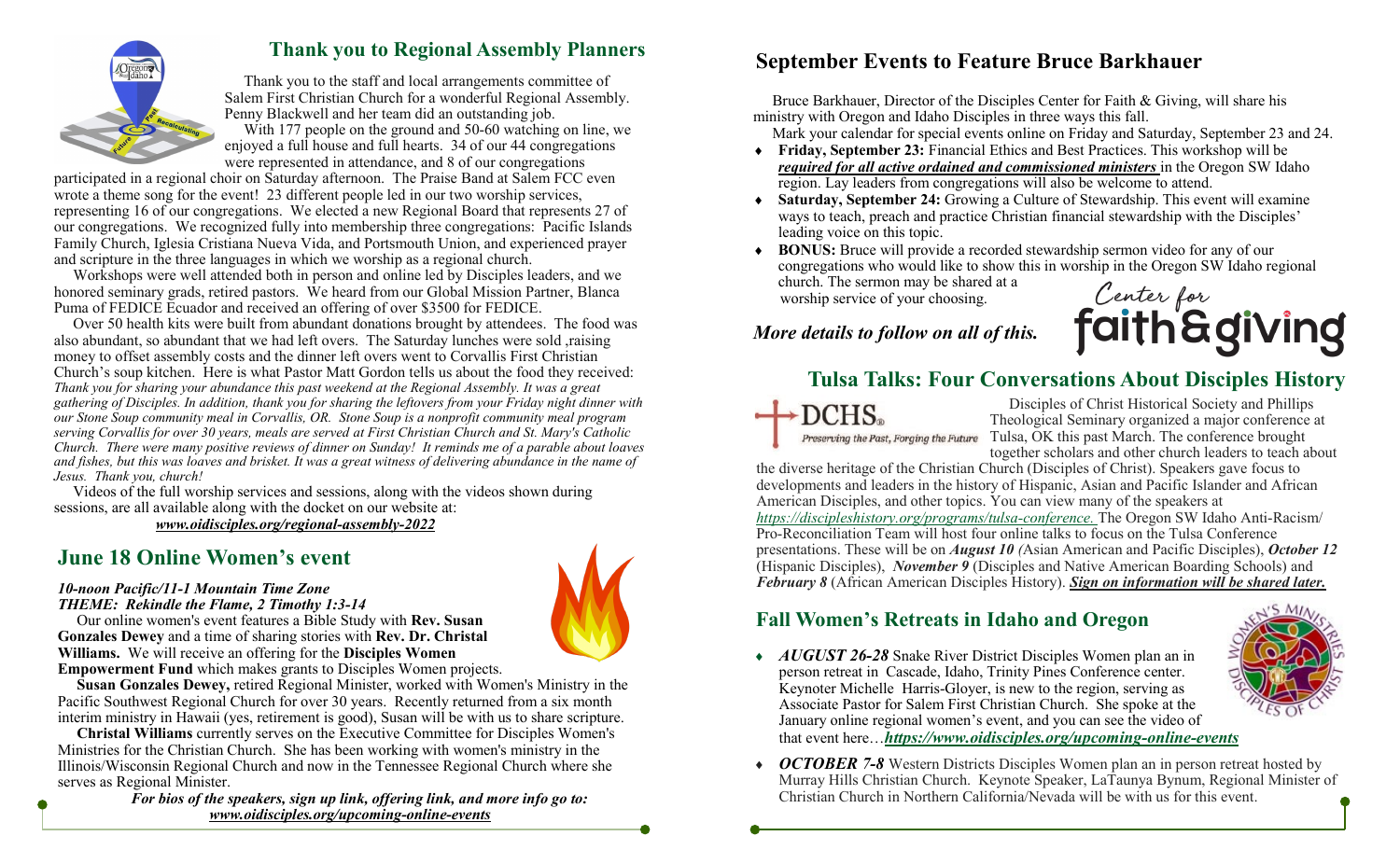## Thank you to Regional Assembly Planners

Thank you to the staff and local arrangements committee of Salem First Christian Church for a wonderful Regional Assembly. Penny Blackwell and her team did an outstanding job.

With 177 people on the ground and 50-60 watching on line, we enjoyed a full house and full hearts. 34 of our 44 congregations were represented in attendance, and 8 of our congregations participated in a regional choir on Saturday afternoon. The Praise Band at Salem FCC even wrote a theme song for the event! 23 different people led in our two worship services, representing 16 of our congregations. We elected a new Regional Board that represents 27 of our congregations. We recognized fully into membership three congregations: Pacific Islands Family Church, Iglesia Cristiana Nueva Vida, and Portsmouth Union, and experienced prayer and scripture in the three languages in which we worship as a regional church.

Workshops were well attended both in person and online led by Disciples leaders, and we honored seminary grads, retired pastors. We heard from our Global Mission Partner, Blanca Puma of FEDICE Ecuador and received an offering of over $3500 for FEDICE.

Over 50 health kits were built from abundant donations brought by attendees. The food was also abundant, so abundant that we had left overs. The Saturday lunches were sold ,raising money to offset assembly costs and the dinner left overs went to Corvallis First Christian Church's soup kitchen. Here is what Pastor Matt Gordon tells us about the food they received: *Thank you for sharing your abundance this past weekend at the Regional Assembly. It was a great gathering of Disciples. In addition, thank you for sharing the leftovers from your Friday night dinner with our Stone Soup community meal in Corvallis, OR. Stone Soup is a nonprofit community meal program serving Corvallis for over 30 years, meals are served at First Christian Church and St. Mary's Catholic Church. There were many positive reviews of dinner on Sunday! It reminds me of a parable about loaves and fishes, but this was loaves and brisket. It was a great witness of delivering abundance in the name of Jesus. Thank you, church!*

Videos of the full worship services and sessions, along with the videos shown during sessions, are all available along with the docket on our website at:

***www.oidisciples.org/regional-assembly-2022***

## June 18 Online Women's event

***10-noon Pacific/11-1 Mountain Time Zone***
***THEME: Rekindle the Flame, 2 Timothy 1:3-14***

Our online women's event features a Bible Study with **Rev. Susan Gonzales Dewey** and a time of sharing stories with **Rev. Dr. Christal Williams.** We will receive an offering for the **Disciples Women Empowerment Fund** which makes grants to Disciples Women projects.

**Susan Gonzales Dewey,** retired Regional Minister, worked with Women's Ministry in the Pacific Southwest Regional Church for over 30 years. Recently returned from a six month interim ministry in Hawaii (yes, retirement is good), Susan will be with us to share scripture.

**Christal Williams** currently serves on the Executive Committee for Disciples Women's Ministries for the Christian Church. She has been working with women's ministry in the Illinois/Wisconsin Regional Church and now in the Tennessee Regional Church where she serves as Regional Minister.

***For bios of the speakers, sign up link, offering link, and more info go to:***
***www.oidisciples.org/upcoming-online-events***

## September Events to Feature Bruce Barkhauer

Bruce Barkhauer, Director of the Disciples Center for Faith & Giving, will share his ministry with Oregon and Idaho Disciples in three ways this fall.

Mark your calendar for special events online on Friday and Saturday, September 23 and 24.

- **Friday, September 23:** Financial Ethics and Best Practices. This workshop will be ***required for all active ordained and commissioned ministers*** in the Oregon SW Idaho region. Lay leaders from congregations will also be welcome to attend.
- **Saturday, September 24:** Growing a Culture of Stewardship. This event will examine ways to teach, preach and practice Christian financial stewardship with the Disciples' leading voice on this topic.
- **BONUS:** Bruce will provide a recorded stewardship sermon video for any of our congregations who would like to show this in worship in the Oregon SW Idaho regional church. The sermon may be shared at a worship service of your choosing.

***More details to follow on all of this.***

Center for faith&giving

## Tulsa Talks: Four Conversations About Disciples History

DCHS Preserving the Past, Forging the Future

Disciples of Christ Historical Society and Phillips Theological Seminary organized a major conference at Tulsa, OK this past March. The conference brought together scholars and other church leaders to teach about the diverse heritage of the Christian Church (Disciples of Christ). Speakers gave focus to developments and leaders in the history of Hispanic, Asian and Pacific Islander and African American Disciples, and other topics. You can view many of the speakers at *https://discipleshistory.org/programs/tulsa-conference.* The Oregon SW Idaho Anti-Racism/ Pro-Reconciliation Team will host four online talks to focus on the Tulsa Conference presentations. These will be on ***August 10*** *(*Asian American and Pacific Disciples), ***October 12*** (Hispanic Disciples), ***November 9*** (Disciples and Native American Boarding Schools) and ***February 8*** (African American Disciples History). ***Sign on information will be shared later.***

## Fall Women's Retreats in Idaho and Oregon

- ***AUGUST 26-28*** Snake River District Disciples Women plan an in person retreat in Cascade, Idaho, Trinity Pines Conference center. Keynoter Michelle Harris-Gloyer, is new to the region, serving as Associate Pastor for Salem First Christian Church. She spoke at the January online regional women's event, and you can see the video of that event here…***https://www.oidisciples.org/upcoming-online-events***
- ***OCTOBER 7-8*** Western Districts Disciples Women plan an in person retreat hosted by Murray Hills Christian Church. Keynote Speaker, LaTaunya Bynum, Regional Minister of Christian Church in Northern California/Nevada will be with us for this event.